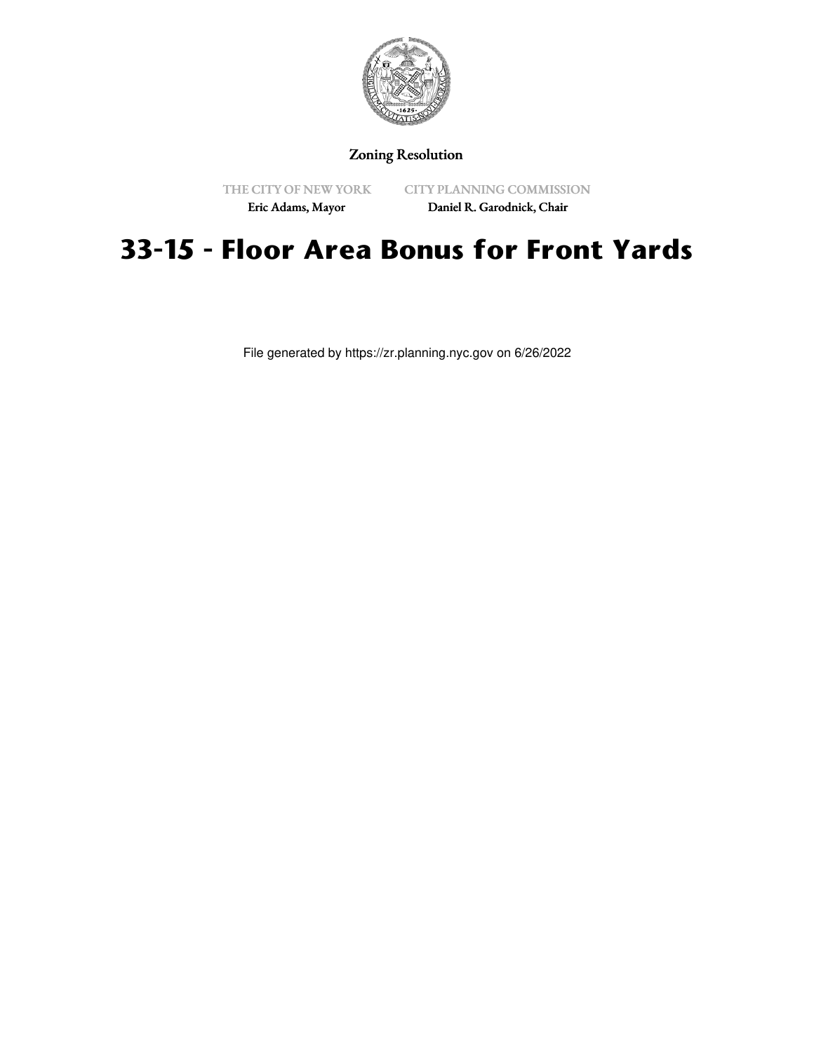Zoning Resolution

THE CITY OF NEW YORK
Eric Adams, Mayor

CITY PLANNING COMMISSION
Daniel R. Garodnick, Chair

# 33-15 - Floor Area Bonus for Front Yards

File generated by https://zr.planning.nyc.gov on 6/26/2022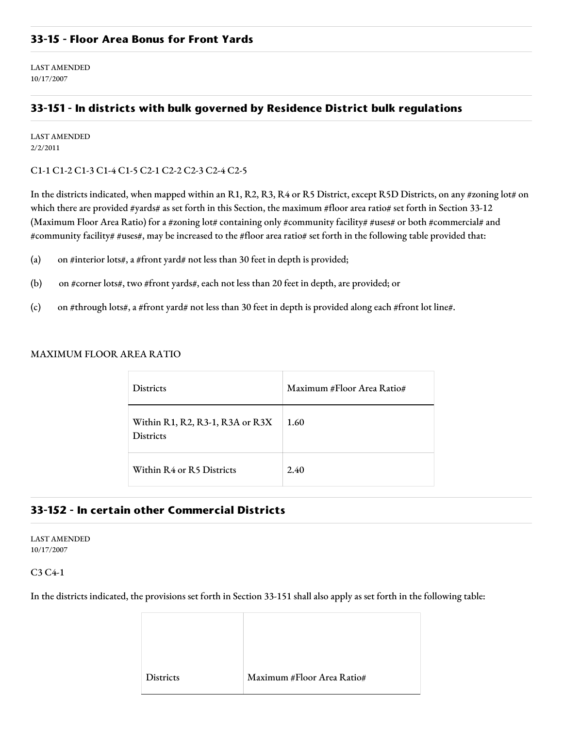## 33-15 - Floor Area Bonus for Front Yards

LAST AMENDED
10/17/2007

## 33-151 - In districts with bulk governed by Residence District bulk regulations

LAST AMENDED
2/2/2011

C1-1 C1-2 C1-3 C1-4 C1-5 C2-1 C2-2 C2-3 C2-4 C2-5

In the districts indicated, when mapped within an R1, R2, R3, R4 or R5 District, except R5D Districts, on any #zoning lot# on which there are provided #yards# as set forth in this Section, the maximum #floor area ratio# set forth in Section 33-12 (Maximum Floor Area Ratio) for a #zoning lot# containing only #community facility# #uses# or both #commercial# and #community facility# #uses#, may be increased to the #floor area ratio# set forth in the following table provided that:

(a) on #interior lots#, a #front yard# not less than 30 feet in depth is provided;

(b) on #corner lots#, two #front yards#, each not less than 20 feet in depth, are provided; or

(c) on #through lots#, a #front yard# not less than 30 feet in depth is provided along each #front lot line#.

MAXIMUM FLOOR AREA RATIO

| Districts | Maximum #Floor Area Ratio# |
|---|---|
| Within R1, R2, R3-1, R3A or R3X Districts | 1.60 |
| Within R4 or R5 Districts | 2.40 |

## 33-152 - In certain other Commercial Districts

LAST AMENDED
10/17/2007

C3 C4-1

In the districts indicated, the provisions set forth in Section 33-151 shall also apply as set forth in the following table:

| Districts | Maximum #Floor Area Ratio# |
|---|---|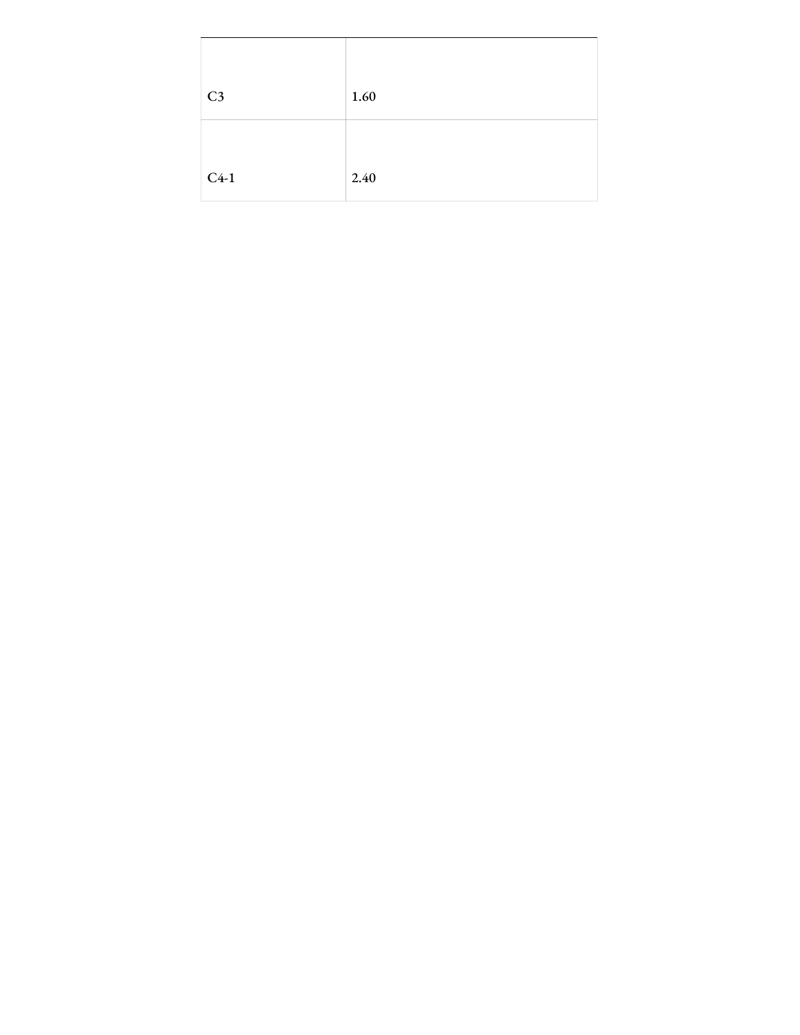| | |
|---|---|
| C3 | 1.60 |
| C4-1 | 2.40 |